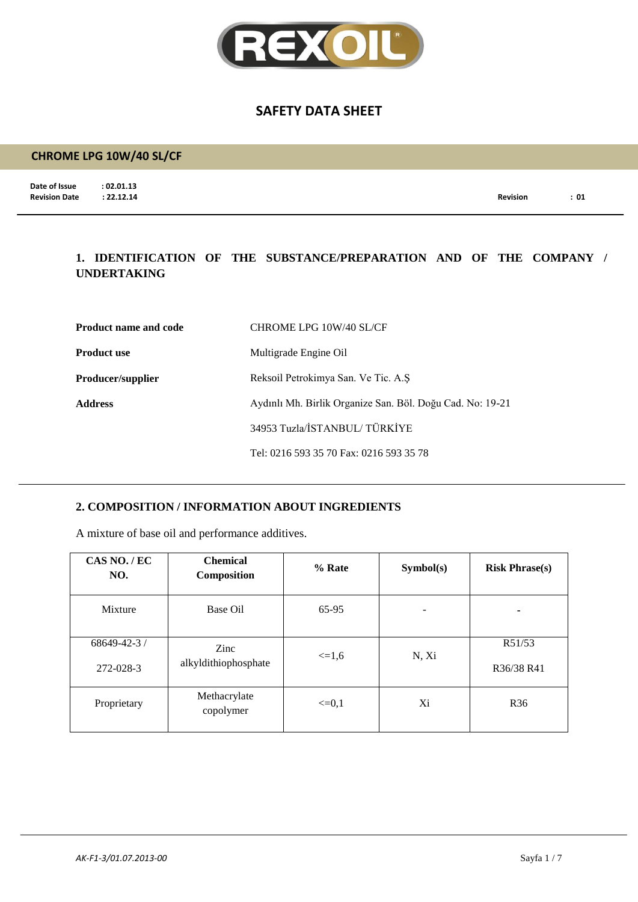# SAFETY DATA SHEET

## CHROME LPG 10W/40 SL/CF

**Date of Issue** : 02.01.13
**Revision Date** : 22.12.14
**Revision** : 01

## 1. IDENTIFICATION OF THE SUBSTANCE/PREPARATION AND OF THE COMPANY / UNDERTAKING

**Product name and code** CHROME LPG 10W/40 SL/CF

**Product use** Multigrade Engine Oil

**Producer/supplier** Reksoil Petrokimya San. Ve Tic. A.Ş

**Address** Aydınlı Mh. Birlik Organize San. Böl. Doğu Cad. No: 19-21

34953 Tuzla/İSTANBUL/ TÜRKİYE

Tel: 0216 593 35 70 Fax: 0216 593 35 78

## 2. COMPOSITION / INFORMATION ABOUT INGREDIENTS

A mixture of base oil and performance additives.

| CAS NO. / EC NO. | Chemical Composition | % Rate | Symbol(s) | Risk Phrase(s) |
|---|---|---|---|---|
| Mixture | Base Oil | 65-95 | - | - |
| 68649-42-3 / 272-028-3 | Zinc alkyldithiophosphate | <=1,6 | N, Xi | R51/53 R36/38 R41 |
| Proprietary | Methacrylate copolymer | <=0,1 | Xi | R36 |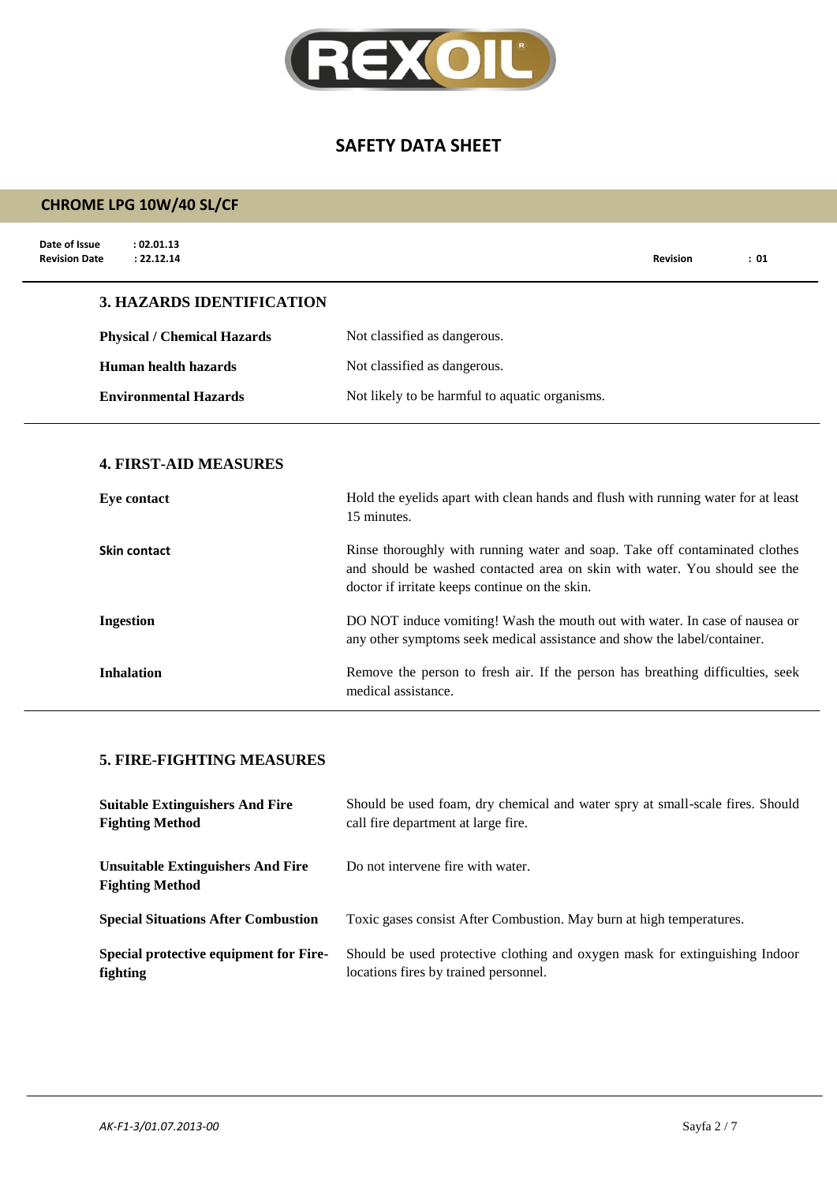**SAFETY DATA SHEET**

**CHROME LPG 10W/40 SL/CF**

**Date of Issue** : 02.01.13
**Revision Date** : 22.12.14
**Revision** : 01

## 3. HAZARDS IDENTIFICATION

| | |
|---|---|
| **Physical / Chemical Hazards** | Not classified as dangerous. |
| **Human health hazards** | Not classified as dangerous. |
| **Environmental Hazards** | Not likely to be harmful to aquatic organisms. |

## 4. FIRST-AID MEASURES

| | |
|---|---|
| **Eye contact** | Hold the eyelids apart with clean hands and flush with running water for at least 15 minutes. |
| **Skin contact** | Rinse thoroughly with running water and soap. Take off contaminated clothes and should be washed contacted area on skin with water. You should see the doctor if irritate keeps continue on the skin. |
| **Ingestion** | DO NOT induce vomiting! Wash the mouth out with water. In case of nausea or any other symptoms seek medical assistance and show the label/container. |
| **Inhalation** | Remove the person to fresh air. If the person has breathing difficulties, seek medical assistance. |

## 5. FIRE-FIGHTING MEASURES

| | |
|---|---|
| **Suitable Extinguishers And Fire Fighting Method** | Should be used foam, dry chemical and water spry at small-scale fires. Should call fire department at large fire. |
| **Unsuitable Extinguishers And Fire Fighting Method** | Do not intervene fire with water. |
| **Special Situations After Combustion** | Toxic gases consist After Combustion. May burn at high temperatures. |
| **Special protective equipment for Fire-fighting** | Should be used protective clothing and oxygen mask for extinguishing Indoor locations fires by trained personnel. |

*AK-F1-3/01.07.2013-00*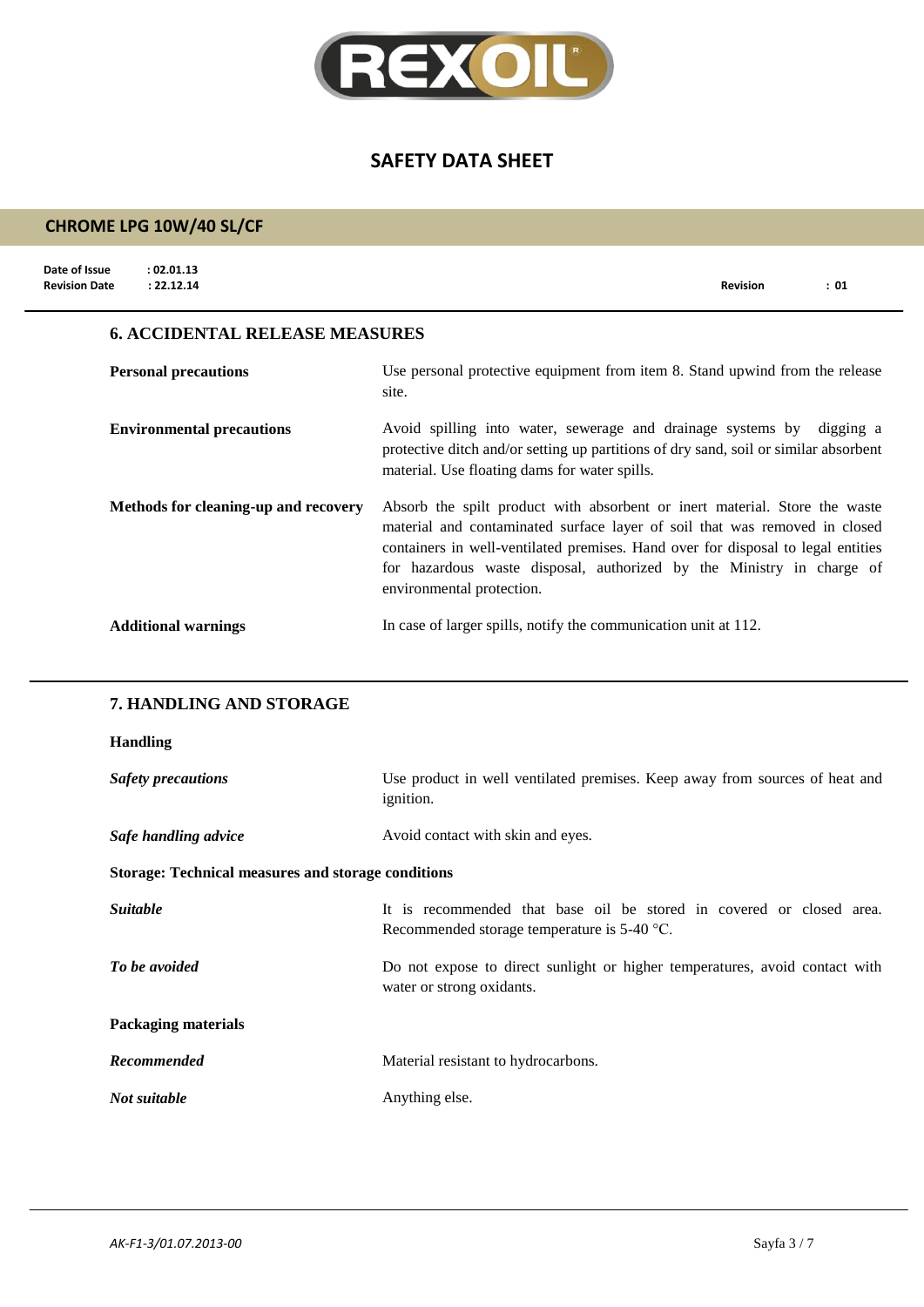## 6. ACCIDENTAL RELEASE MEASURES

| | |
|---|---|
| **Personal precautions** | Use personal protective equipment from item 8. Stand upwind from the release site. |
| **Environmental precautions** | Avoid spilling into water, sewerage and drainage systems by digging a protective ditch and/or setting up partitions of dry sand, soil or similar absorbent material. Use floating dams for water spills. |
| **Methods for cleaning-up and recovery** | Absorb the spilt product with absorbent or inert material. Store the waste material and contaminated surface layer of soil that was removed in closed containers in well-ventilated premises. Hand over for disposal to legal entities for hazardous waste disposal, authorized by the Ministry in charge of environmental protection. |
| **Additional warnings** | In case of larger spills, notify the communication unit at 112. |

## 7. HANDLING AND STORAGE

**Handling**

| | |
|---|---|
| ***Safety precautions*** | Use product in well ventilated premises. Keep away from sources of heat and ignition. |
| ***Safe handling advice*** | Avoid contact with skin and eyes. |

**Storage: Technical measures and storage conditions**

| | |
|---|---|
| ***Suitable*** | It is recommended that base oil be stored in covered or closed area. Recommended storage temperature is 5-40 °C. |
| ***To be avoided*** | Do not expose to direct sunlight or higher temperatures, avoid contact with water or strong oxidants. |

**Packaging materials**

| | |
|---|---|
| ***Recommended*** | Material resistant to hydrocarbons. |
| ***Not suitable*** | Anything else. |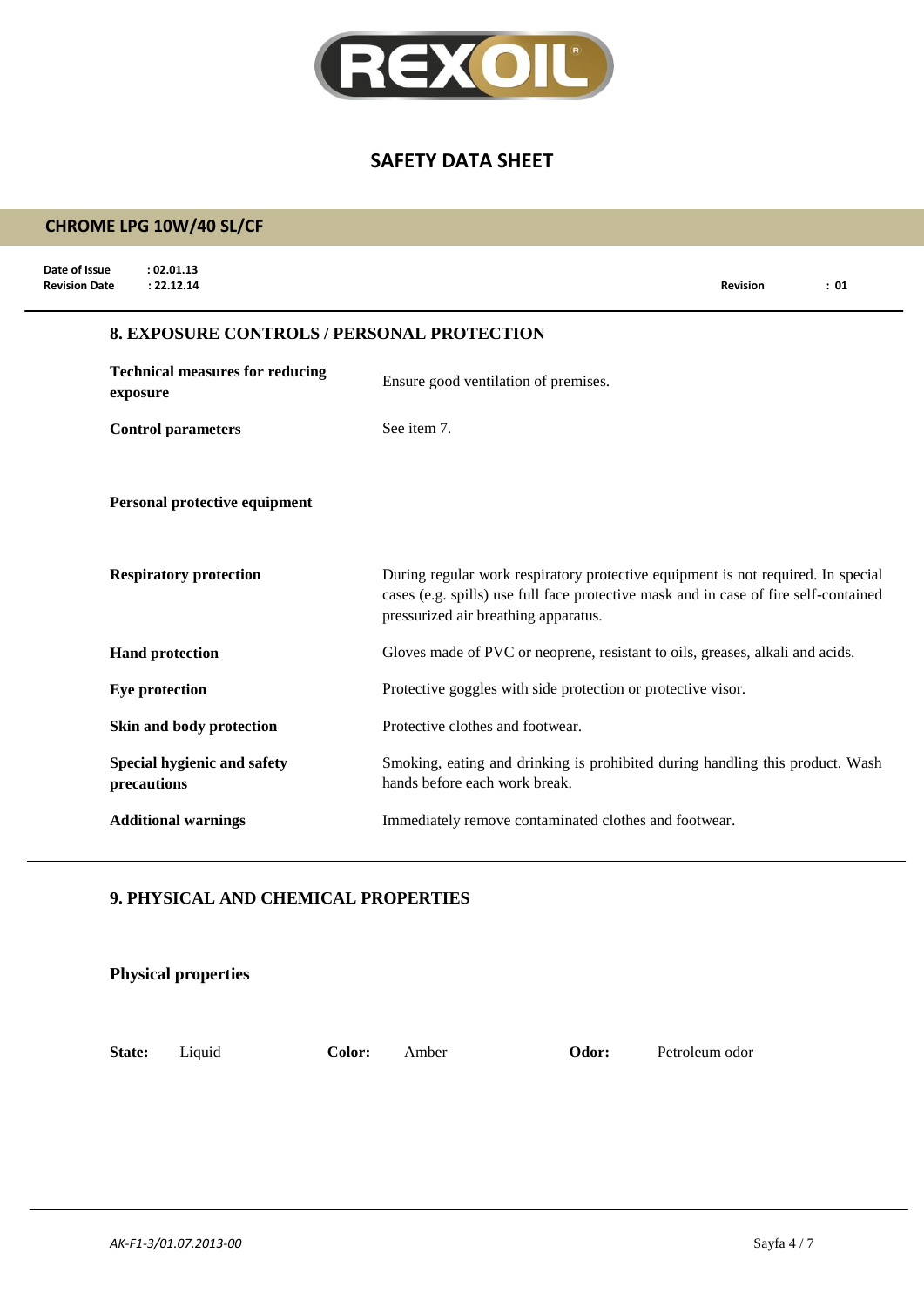## 8. EXPOSURE CONTROLS / PERSONAL PROTECTION

| | |
|---|---|
| **Technical measures for reducing exposure** | Ensure good ventilation of premises. |
| **Control parameters** | See item 7. |

**Personal protective equipment**

| | |
|---|---|
| **Respiratory protection** | During regular work respiratory protective equipment is not required. In special cases (e.g. spills) use full face protective mask and in case of fire self-contained pressurized air breathing apparatus. |
| **Hand protection** | Gloves made of PVC or neoprene, resistant to oils, greases, alkali and acids. |
| **Eye protection** | Protective goggles with side protection or protective visor. |
| **Skin and body protection** | Protective clothes and footwear. |
| **Special hygienic and safety precautions** | Smoking, eating and drinking is prohibited during handling this product. Wash hands before each work break. |
| **Additional warnings** | Immediately remove contaminated clothes and footwear. |

## 9. PHYSICAL AND CHEMICAL PROPERTIES

### Physical properties

| | | | | | |
|---|---|---|---|---|---|
| **State:** | Liquid | **Color:** | Amber | **Odor:** | Petroleum odor |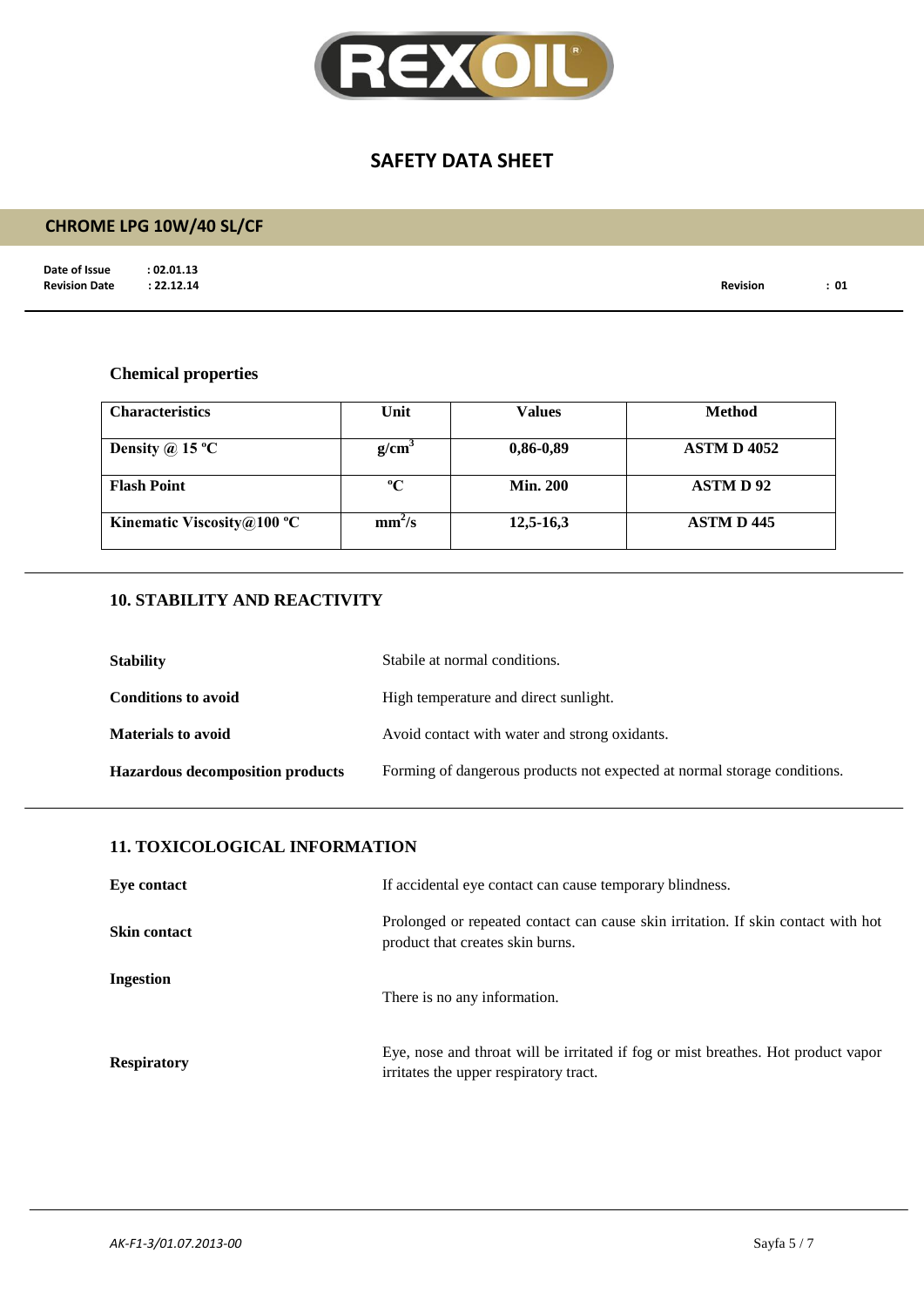**SAFETY DATA SHEET**

**CHROME LPG 10W/40 SL/CF**

**Date of Issue** : 02.01.13
**Revision Date** : 22.12.14 **Revision** : 01

### Chemical properties

| Characteristics | Unit | Values | Method |
|---|---|---|---|
| Density @ 15 ºC | $g/cm^3$ | 0,86-0,89 | ASTM D 4052 |
| Flash Point | ºC | Min. 200 | ASTM D 92 |
| Kinematic Viscosity@100 ºC | $mm^2/s$ | 12,5-16,3 | ASTM D 445 |

## 10. STABILITY AND REACTIVITY

**Stability** Stabile at normal conditions.

**Conditions to avoid** High temperature and direct sunlight.

**Materials to avoid** Avoid contact with water and strong oxidants.

**Hazardous decomposition products** Forming of dangerous products not expected at normal storage conditions.

## 11. TOXICOLOGICAL INFORMATION

**Eye contact** If accidental eye contact can cause temporary blindness.

**Skin contact** Prolonged or repeated contact can cause skin irritation. If skin contact with hot product that creates skin burns.

**Ingestion** There is no any information.

**Respiratory** Eye, nose and throat will be irritated if fog or mist breathes. Hot product vapor irritates the upper respiratory tract.

*AK-F1-3/01.07.2013-00*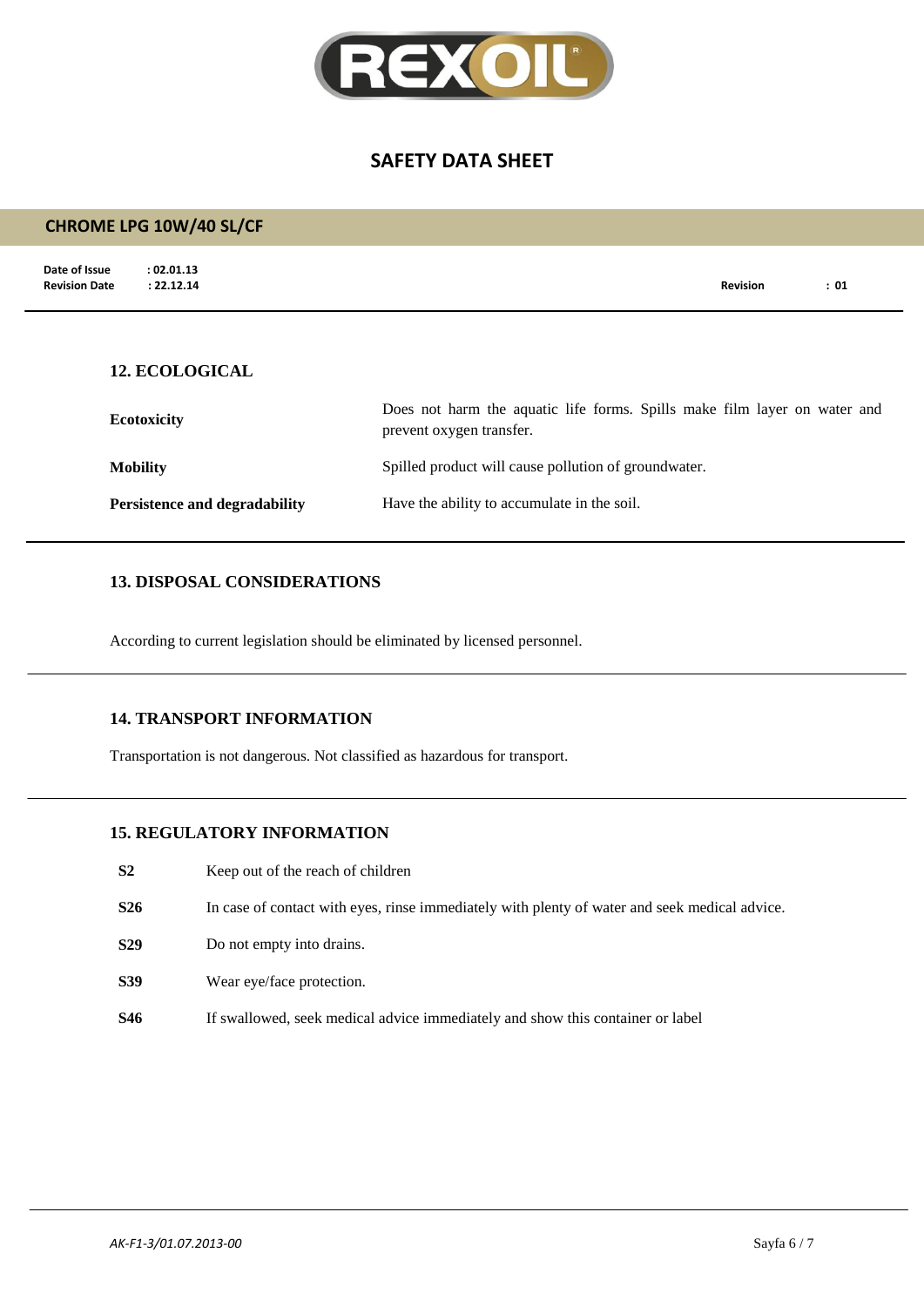## 12. ECOLOGICAL

| | |
|---|---|
| **Ecotoxicity** | Does not harm the aquatic life forms. Spills make film layer on water and prevent oxygen transfer. |
| **Mobility** | Spilled product will cause pollution of groundwater. |
| **Persistence and degradability** | Have the ability to accumulate in the soil. |

## 13. DISPOSAL CONSIDERATIONS

According to current legislation should be eliminated by licensed personnel.

## 14. TRANSPORT INFORMATION

Transportation is not dangerous. Not classified as hazardous for transport.

## 15. REGULATORY INFORMATION

| | |
|---|---|
| **S2** | Keep out of the reach of children |
| **S26** | In case of contact with eyes, rinse immediately with plenty of water and seek medical advice. |
| **S29** | Do not empty into drains. |
| **S39** | Wear eye/face protection. |
| **S46** | If swallowed, seek medical advice immediately and show this container or label |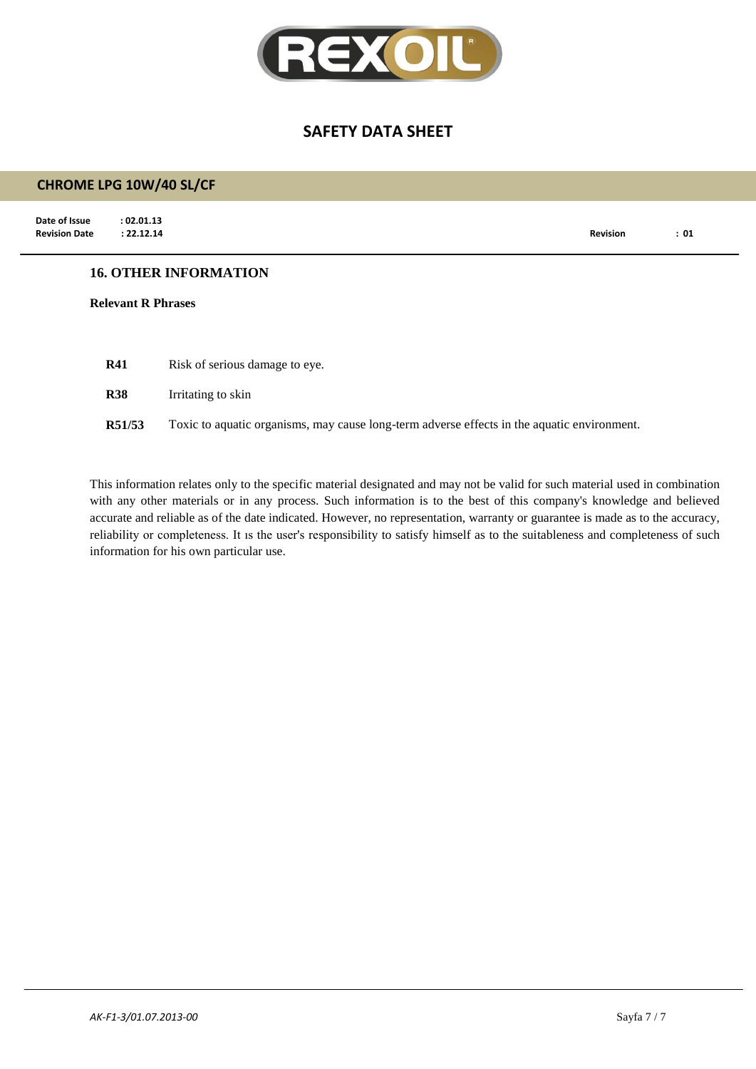## 16. OTHER INFORMATION

**Relevant R Phrases**

| | |
|---|---|
| **R41** | Risk of serious damage to eye. |
| **R38** | Irritating to skin |
| **R51/53** | Toxic to aquatic organisms, may cause long-term adverse effects in the aquatic environment. |

This information relates only to the specific material designated and may not be valid for such material used in combination with any other materials or in any process. Such information is to the best of this company's knowledge and believed accurate and reliable as of the date indicated. However, no representation, warranty or guarantee is made as to the accuracy, reliability or completeness. It ıs the user's responsibility to satisfy himself as to the suitableness and completeness of such information for his own particular use.